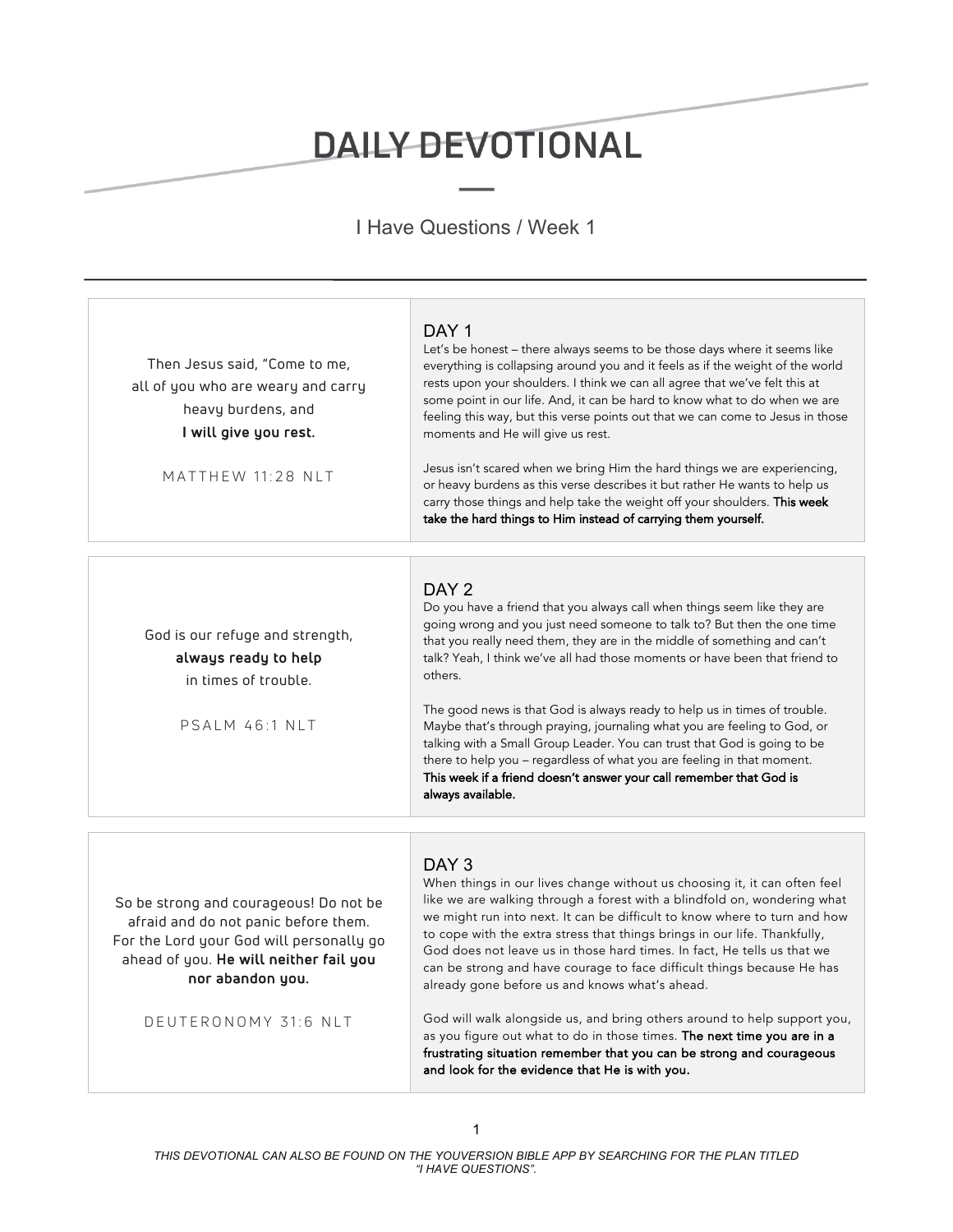# DAILY DEVOTIONAL

I Have Questions / Week 1

---

Then Jesus said, "Come to me, all of you who are weary and carry heavy burdens, and **I will give you rest.**

MATTHEW 11:28 NLT

## DAY 1

Let's be honest – there always seems to be those days where it seems like everything is collapsing around you and it feels as if the weight of the world rests upon your shoulders. I think we can all agree that we've felt this at some point in our life. And, it can be hard to know what to do when we are feeling this way, but this verse points out that we can come to Jesus in those moments and He will give us rest.

Jesus isn't scared when we bring Him the hard things we are experiencing, or heavy burdens as this verse describes it but rather He wants to help us carry those things and help take the weight off your shoulders. **This week take the hard things to Him instead of carrying them yourself.**

---

God is our refuge and strength, **always ready to help** in times of trouble.

PSALM 46:1 NLT

## DAY 2

Do you have a friend that you always call when things seem like they are going wrong and you just need someone to talk to? But then the one time that you really need them, they are in the middle of something and can't talk? Yeah, I think we've all had those moments or have been that friend to others.

The good news is that God is always ready to help us in times of trouble. Maybe that's through praying, journaling what you are feeling to God, or talking with a Small Group Leader. You can trust that God is going to be there to help you – regardless of what you are feeling in that moment. **This week if a friend doesn't answer your call remember that God is always available.**

---

So be strong and courageous! Do not be afraid and do not panic before them. For the Lord your God will personally go ahead of you. **He will neither fail you nor abandon you.**

DEUTERONOMY 31:6 NLT

## DAY 3

When things in our lives change without us choosing it, it can often feel like we are walking through a forest with a blindfold on, wondering what we might run into next. It can be difficult to know where to turn and how to cope with the extra stress that things brings in our life. Thankfully, God does not leave us in those hard times. In fact, He tells us that we can be strong and have courage to face difficult things because He has already gone before us and knows what's ahead.

God will walk alongside us, and bring others around to help support you, as you figure out what to do in those times. **The next time you are in a frustrating situation remember that you can be strong and courageous and look for the evidence that He is with you.**

*THIS DEVOTIONAL CAN ALSO BE FOUND ON THE YOUVERSION BIBLE APP BY SEARCHING FOR THE PLAN TITLED "I HAVE QUESTIONS".*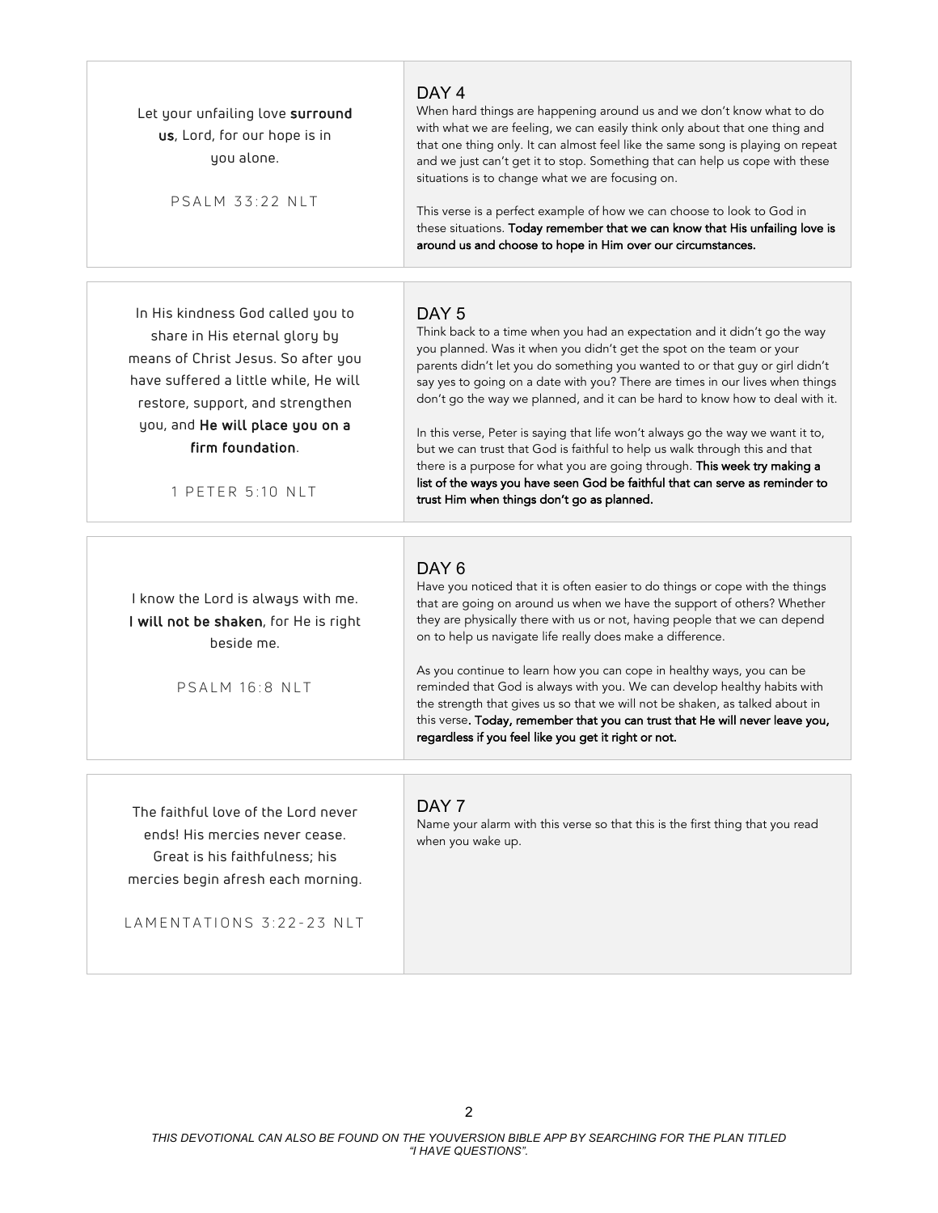Let your unfailing love **surround us**, Lord, for our hope is in you alone.

PSALM 33:22 NLT

## DAY 4

When hard things are happening around us and we don't know what to do with what we are feeling, we can easily think only about that one thing and that one thing only. It can almost feel like the same song is playing on repeat and we just can't get it to stop. Something that can help us cope with these situations is to change what we are focusing on.

This verse is a perfect example of how we can choose to look to God in these situations. **Today remember that we can know that His unfailing love is around us and choose to hope in Him over our circumstances.**

---

In His kindness God called you to share in His eternal glory by means of Christ Jesus. So after you have suffered a little while, He will restore, support, and strengthen you, and **He will place you on a firm foundation**.

1 PETER 5:10 NLT

## DAY 5

Think back to a time when you had an expectation and it didn't go the way you planned. Was it when you didn't get the spot on the team or your parents didn't let you do something you wanted to or that guy or girl didn't say yes to going on a date with you? There are times in our lives when things don't go the way we planned, and it can be hard to know how to deal with it.

In this verse, Peter is saying that life won't always go the way we want it to, but we can trust that God is faithful to help us walk through this and that there is a purpose for what you are going through. **This week try making a list of the ways you have seen God be faithful that can serve as reminder to trust Him when things don't go as planned.**

---

I know the Lord is always with me. **I will not be shaken**, for He is right beside me.

PSALM 16:8 NLT

## DAY 6

Have you noticed that it is often easier to do things or cope with the things that are going on around us when we have the support of others? Whether they are physically there with us or not, having people that we can depend on to help us navigate life really does make a difference.

As you continue to learn how you can cope in healthy ways, you can be reminded that God is always with you. We can develop healthy habits with the strength that gives us so that we will not be shaken, as talked about in this verse**. Today, remember that you can trust that He will never leave you, regardless if you feel like you get it right or not.**

---

The faithful love of the Lord never ends! His mercies never cease. Great is his faithfulness; his mercies begin afresh each morning.

LAMENTATIONS 3:22-23 NLT

## DAY 7

Name your alarm with this verse so that this is the first thing that you read when you wake up.

*THIS DEVOTIONAL CAN ALSO BE FOUND ON THE YOUVERSION BIBLE APP BY SEARCHING FOR THE PLAN TITLED "I HAVE QUESTIONS".*